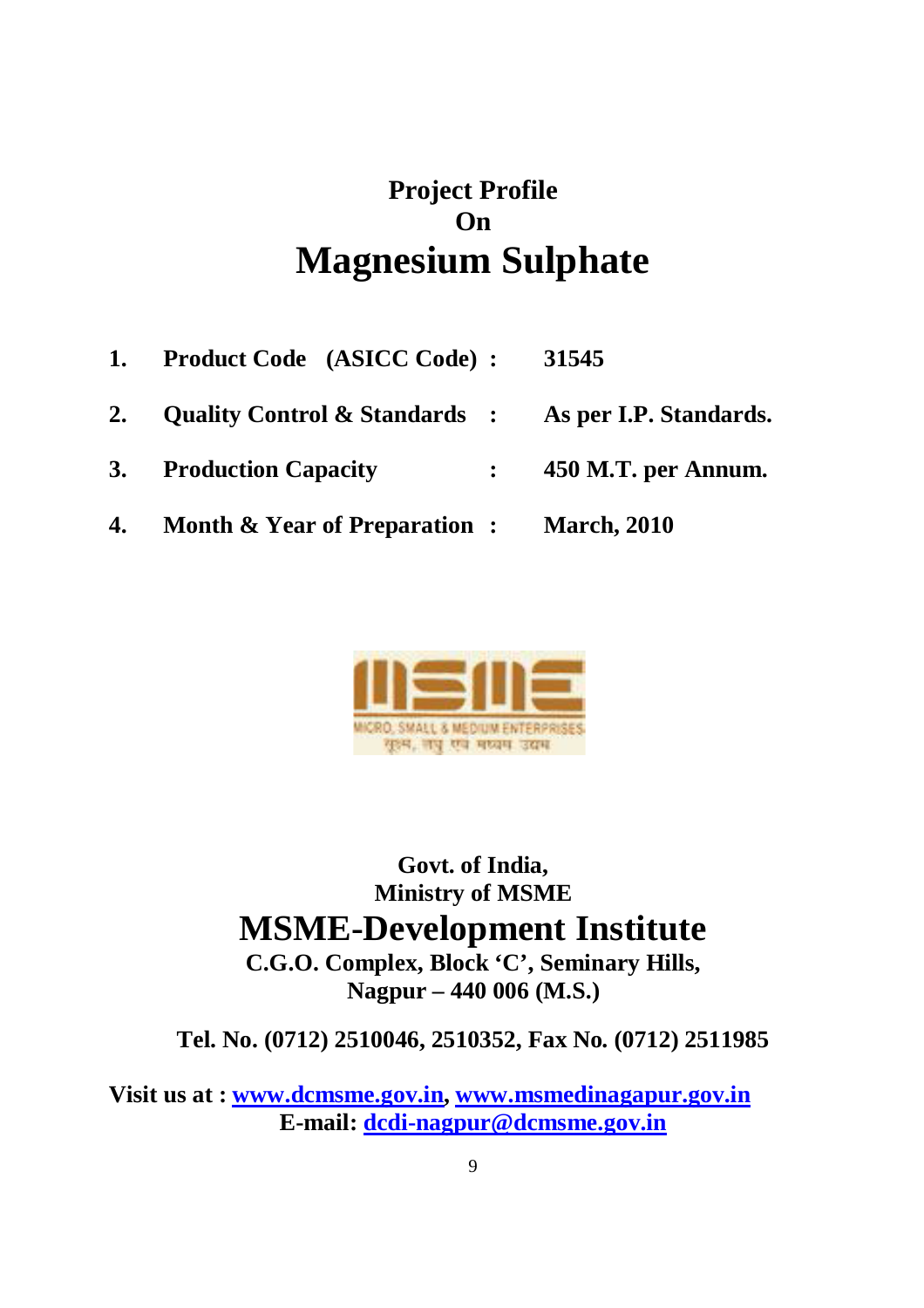**Project Profile**

**On**

# Magnesium Sulphate

1. **Product Code (ASICC Code) :** 31545
2. **Quality Control & Standards :** As per I.P. Standards.
3. **Production Capacity :** 450 M.T. per Annum.
4. **Month & Year of Preparation :** March, 2010

**Govt. of India,**

**Ministry of MSME**

## MSME-Development Institute

**C.G.O. Complex, Block 'C', Seminary Hills,**

**Nagpur – 440 006 (M.S.)**

**Tel. No. (0712) 2510046, 2510352, Fax No. (0712) 2511985**

**Visit us at : www.dcmsme.gov.in, www.msmedinagapur.gov.in**

**E-mail: dcdi-nagpur@dcmsme.gov.in**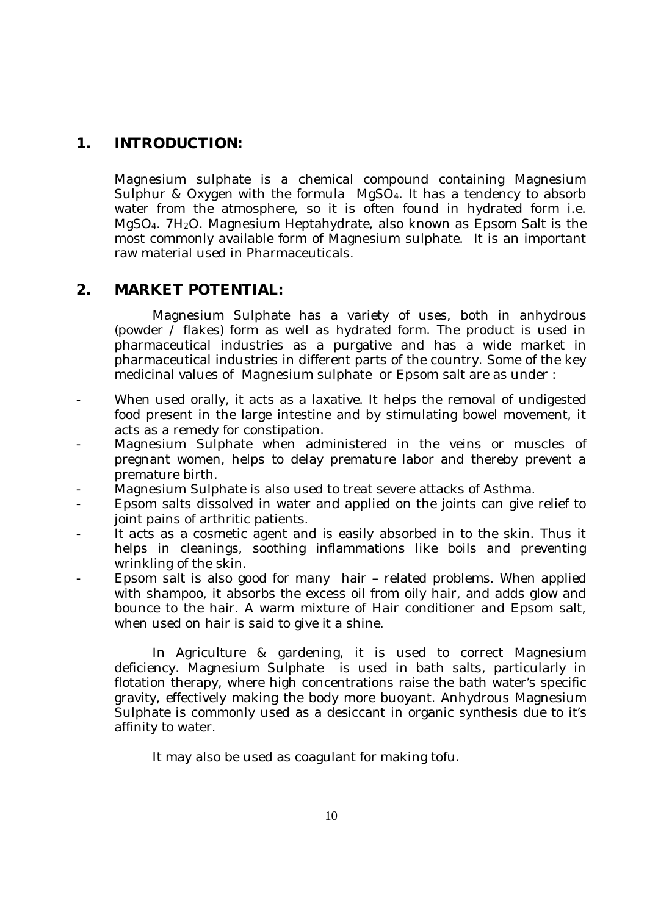## 1. INTRODUCTION:

Magnesium sulphate is a chemical compound containing Magnesium Sulphur & Oxygen with the formula $MgSO_4$. It has a tendency to absorb water from the atmosphere, so it is often found in hydrated form i.e. $MgSO_4 . 7H_2O$. Magnesium Heptahydrate, also known as Epsom Salt is the most commonly available form of Magnesium sulphate. It is an important raw material used in Pharmaceuticals.

## 2. MARKET POTENTIAL:

Magnesium Sulphate has a variety of uses, both in anhydrous (powder / flakes) form as well as hydrated form. The product is used in pharmaceutical industries as a purgative and has a wide market in pharmaceutical industries in different parts of the country. Some of the key medicinal values of Magnesium sulphate or Epsom salt are as under :

- When used orally, it acts as a laxative. It helps the removal of undigested food present in the large intestine and by stimulating bowel movement, it acts as a remedy for constipation.
- Magnesium Sulphate when administered in the veins or muscles of pregnant women, helps to delay premature labor and thereby prevent a premature birth.
- Magnesium Sulphate is also used to treat severe attacks of Asthma.
- Epsom salts dissolved in water and applied on the joints can give relief to joint pains of arthritic patients.
- It acts as a cosmetic agent and is easily absorbed in to the skin. Thus it helps in cleanings, soothing inflammations like boils and preventing wrinkling of the skin.
- Epsom salt is also good for many hair – related problems. When applied with shampoo, it absorbs the excess oil from oily hair, and adds glow and bounce to the hair. A warm mixture of Hair conditioner and Epsom salt, when used on hair is said to give it a shine.

In Agriculture & gardening, it is used to correct Magnesium deficiency. Magnesium Sulphate is used in bath salts, particularly in flotation therapy, where high concentrations raise the bath water's specific gravity, effectively making the body more buoyant. Anhydrous Magnesium Sulphate is commonly used as a desiccant in organic synthesis due to it's affinity to water.

It may also be used as coagulant for making tofu.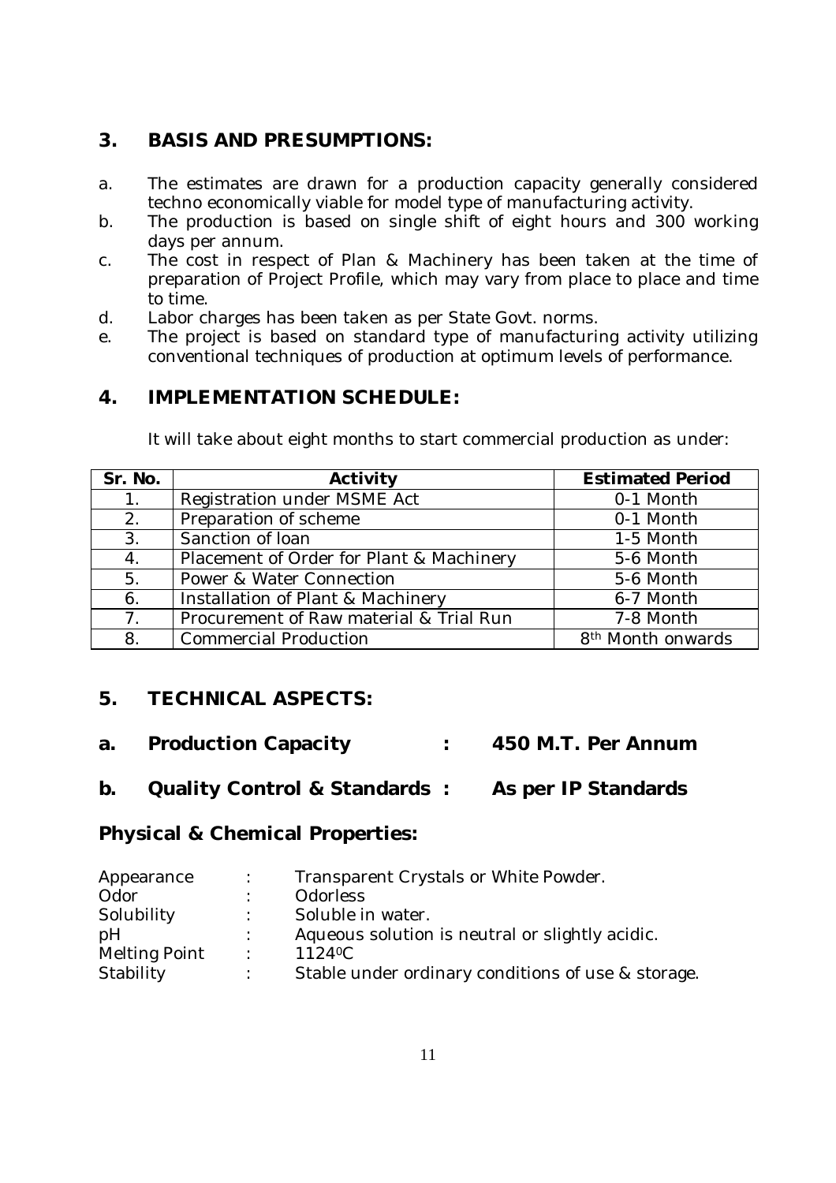## 3. BASIS AND PRESUMPTIONS:

a. The estimates are drawn for a production capacity generally considered techno economically viable for model type of manufacturing activity.
b. The production is based on single shift of eight hours and 300 working days per annum.
c. The cost in respect of Plan & Machinery has been taken at the time of preparation of Project Profile, which may vary from place to place and time to time.
d. Labor charges has been taken as per State Govt. norms.
e. The project is based on standard type of manufacturing activity utilizing conventional techniques of production at optimum levels of performance.

## 4. IMPLEMENTATION SCHEDULE:

It will take about eight months to start commercial production as under:

| Sr. No. | Activity | Estimated Period |
|---|---|---|
| 1. | Registration under MSME Act | 0-1 Month |
| 2. | Preparation of scheme | 0-1 Month |
| 3. | Sanction of loan | 1-5 Month |
| 4. | Placement of Order for Plant & Machinery | 5-6 Month |
| 5. | Power & Water Connection | 5-6 Month |
| 6. | Installation of Plant & Machinery | 6-7 Month |
| 7. | Procurement of Raw material & Trial Run | 7-8 Month |
| 8. | Commercial Production | 8th Month onwards |

## 5. TECHNICAL ASPECTS:

**a. Production Capacity : 450 M.T. Per Annum**

**b. Quality Control & Standards : As per IP Standards**

### Physical & Chemical Properties:

Appearance : Transparent Crystals or White Powder.
Odor : Odorless
Solubility : Soluble in water.
pH : Aqueous solution is neutral or slightly acidic.
Melting Point : 1124$^0$C
Stability : Stable under ordinary conditions of use & storage.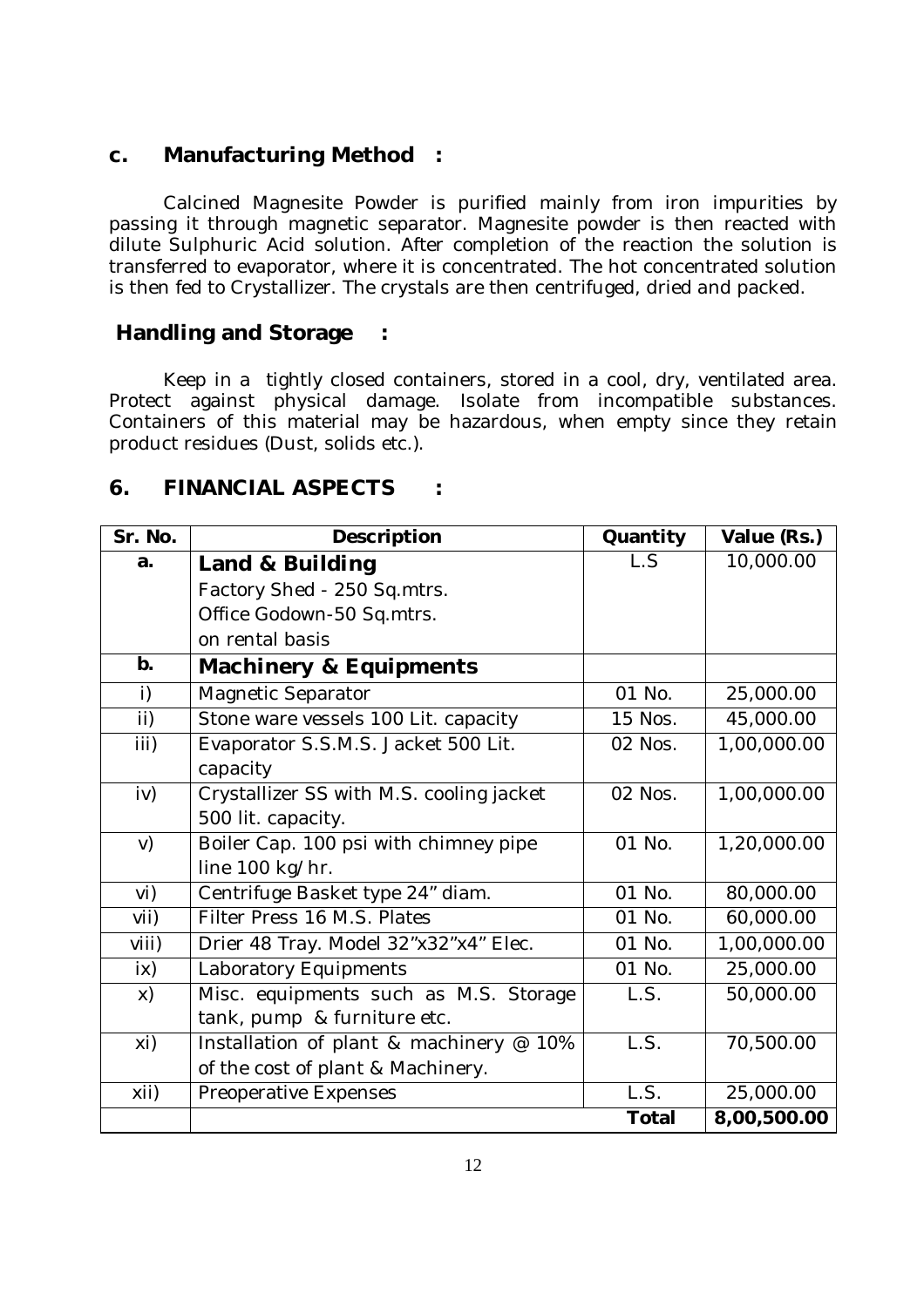## c. Manufacturing Method :

Calcined Magnesite Powder is purified mainly from iron impurities by passing it through magnetic separator. Magnesite powder is then reacted with dilute Sulphuric Acid solution. After completion of the reaction the solution is transferred to evaporator, where it is concentrated. The hot concentrated solution is then fed to Crystallizer. The crystals are then centrifuged, dried and packed.

## Handling and Storage :

Keep in a tightly closed containers, stored in a cool, dry, ventilated area. Protect against physical damage. Isolate from incompatible substances. Containers of this material may be hazardous, when empty since they retain product residues (Dust, solids etc.).

## 6. FINANCIAL ASPECTS :

| Sr. No. | Description | Quantity | Value (Rs.) |
|---|---|---|---|
| a. | **Land & Building**<br>Factory Shed - 250 Sq.mtrs.<br>Office Godown-50 Sq.mtrs.<br>on rental basis | L.S | 10,000.00 |
| b. | **Machinery & Equipments** | | |
| i) | Magnetic Separator | 01 No. | 25,000.00 |
| ii) | Stone ware vessels 100 Lit. capacity | 15 Nos. | 45,000.00 |
| iii) | Evaporator S.S.M.S. Jacket 500 Lit. capacity | 02 Nos. | 1,00,000.00 |
| iv) | Crystallizer SS with M.S. cooling jacket 500 lit. capacity. | 02 Nos. | 1,00,000.00 |
| v) | Boiler Cap. 100 psi with chimney pipe line 100 kg/hr. | 01 No. | 1,20,000.00 |
| vi) | Centrifuge Basket type 24" diam. | 01 No. | 80,000.00 |
| vii) | Filter Press 16 M.S. Plates | 01 No. | 60,000.00 |
| viii) | Drier 48 Tray. Model 32"x32"x4" Elec. | 01 No. | 1,00,000.00 |
| ix) | Laboratory Equipments | 01 No. | 25,000.00 |
| x) | Misc. equipments such as M.S. Storage tank, pump & furniture etc. | L.S. | 50,000.00 |
| xi) | Installation of plant & machinery @ 10% of the cost of plant & Machinery. | L.S. | 70,500.00 |
| xii) | Preoperative Expenses | L.S. | 25,000.00 |
| | | **Total** | **8,00,500.00** |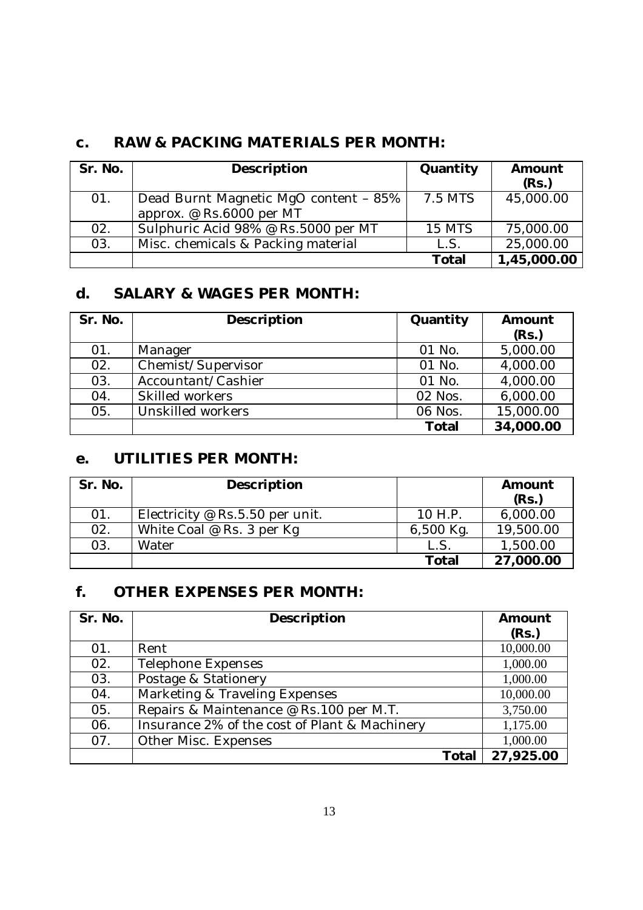## c. RAW & PACKING MATERIALS PER MONTH:

| Sr. No. | Description | Quantity | Amount (Rs.) |
|---|---|---|---|
| 01. | Dead Burnt Magnetic MgO content – 85% approx. @ Rs.6000 per MT | 7.5 MTS | 45,000.00 |
| 02. | Sulphuric Acid 98% @ Rs.5000 per MT | 15 MTS | 75,000.00 |
| 03. | Misc. chemicals & Packing material | L.S. | 25,000.00 |
| | | **Total** | **1,45,000.00** |

## d. SALARY & WAGES PER MONTH:

| Sr. No. | Description | Quantity | Amount (Rs.) |
|---|---|---|---|
| 01. | Manager | 01 No. | 5,000.00 |
| 02. | Chemist/Supervisor | 01 No. | 4,000.00 |
| 03. | Accountant/Cashier | 01 No. | 4,000.00 |
| 04. | Skilled workers | 02 Nos. | 6,000.00 |
| 05. | Unskilled workers | 06 Nos. | 15,000.00 |
| | | **Total** | **34,000.00** |

## e. UTILITIES PER MONTH:

| Sr. No. | Description | | Amount (Rs.) |
|---|---|---|---|
| 01. | Electricity @ Rs.5.50 per unit. | 10 H.P. | 6,000.00 |
| 02. | White Coal @ Rs. 3 per Kg | 6,500 Kg. | 19,500.00 |
| 03. | Water | L.S. | 1,500.00 |
| | | **Total** | **27,000.00** |

## f. OTHER EXPENSES PER MONTH:

| Sr. No. | Description | Amount (Rs.) |
|---|---|---|
| 01. | Rent | 10,000.00 |
| 02. | Telephone Expenses | 1,000.00 |
| 03. | Postage & Stationery | 1,000.00 |
| 04. | Marketing & Traveling Expenses | 10,000.00 |
| 05. | Repairs & Maintenance @ Rs.100 per M.T. | 3,750.00 |
| 06. | Insurance 2% of the cost of Plant & Machinery | 1,175.00 |
| 07. | Other Misc. Expenses | 1,000.00 |
| | **Total** | **27,925.00** |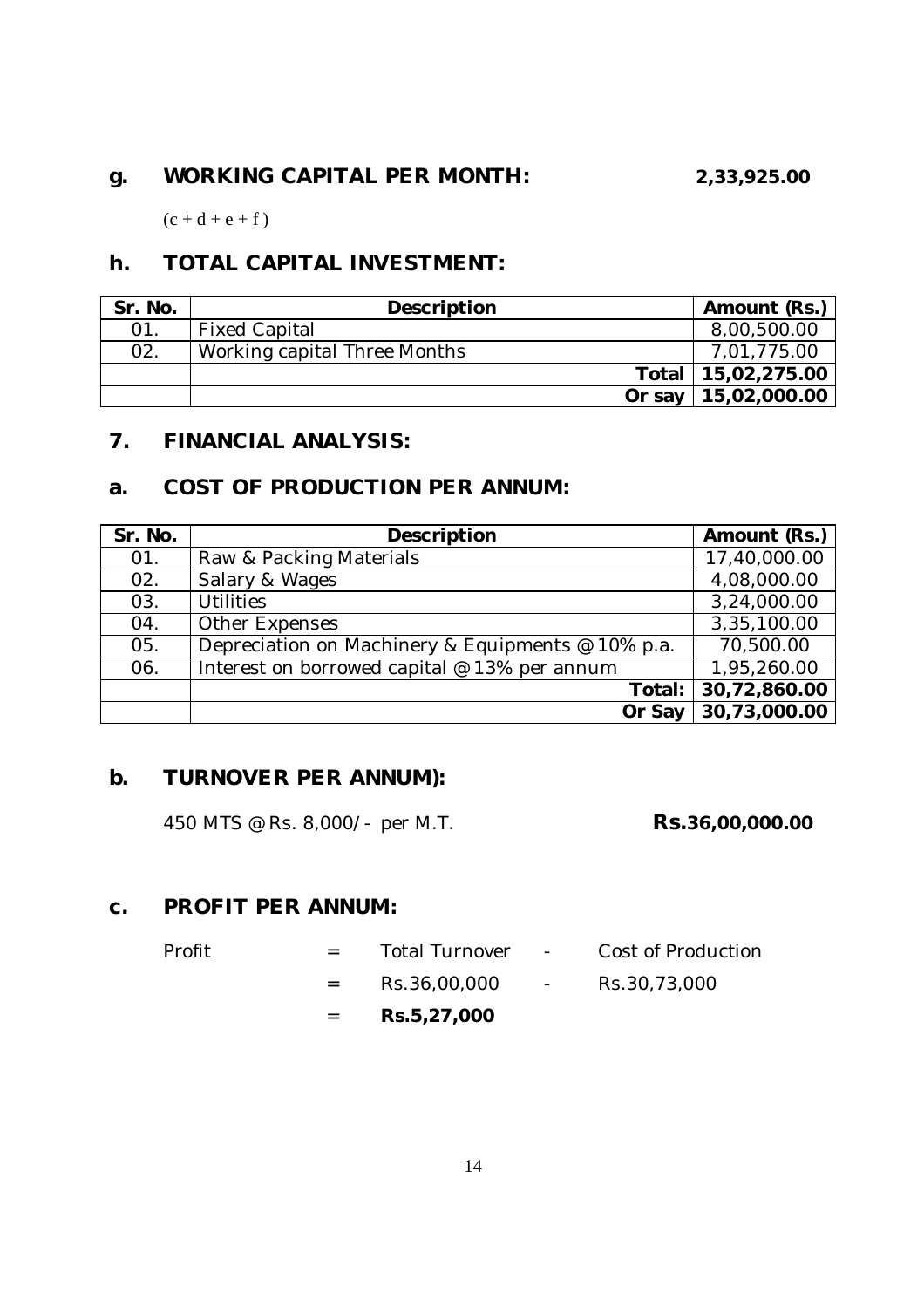### g. WORKING CAPITAL PER MONTH: 2,33,925.00

$(c + d + e + f)$

### h. TOTAL CAPITAL INVESTMENT:

| Sr. No. | Description | Amount (Rs.) |
|---|---|---|
| 01. | Fixed Capital | 8,00,500.00 |
| 02. | Working capital Three Months | 7,01,775.00 |
| | **Total** | **15,02,275.00** |
| | **Or say** | **15,02,000.00** |

## 7. FINANCIAL ANALYSIS:

### a. COST OF PRODUCTION PER ANNUM:

| Sr. No. | Description | Amount (Rs.) |
|---|---|---|
| 01. | Raw & Packing Materials | 17,40,000.00 |
| 02. | Salary & Wages | 4,08,000.00 |
| 03. | Utilities | 3,24,000.00 |
| 04. | Other Expenses | 3,35,100.00 |
| 05. | Depreciation on Machinery & Equipments @ 10% p.a. | 70,500.00 |
| 06. | Interest on borrowed capital @ 13% per annum | 1,95,260.00 |
| | **Total:** | **30,72,860.00** |
| | **Or Say** | **30,73,000.00** |

### b. TURNOVER PER ANNUM):

450 MTS @ Rs. 8,000/- per M.T. **Rs.36,00,000.00**

### c. PROFIT PER ANNUM:

Profit = Total Turnover - Cost of Production

= Rs.36,00,000 - Rs.30,73,000

= **Rs.5,27,000**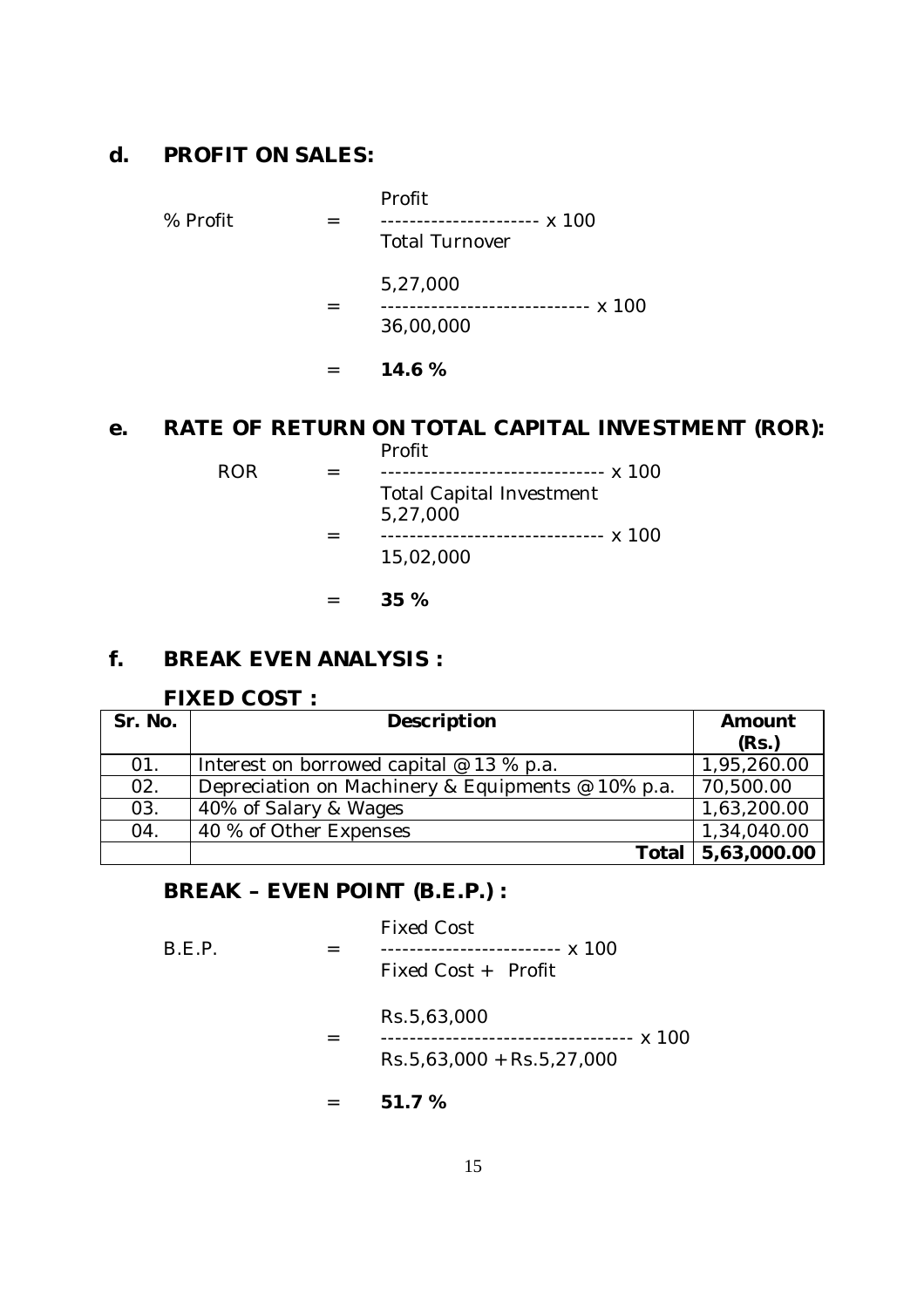## d. PROFIT ON SALES:

$$\% \text{ Profit} = \frac{\text{Profit}}{\text{Total Turnover}} \times 100$$

$$= \frac{5,27,000}{36,00,000} \times 100$$

$$= \mathbf{14.6\ \%}$$

## e. RATE OF RETURN ON TOTAL CAPITAL INVESTMENT (ROR):

$$\text{ROR} = \frac{\text{Profit}}{\text{Total Capital Investment}} \times 100$$

$$= \frac{5,27,000}{15,02,000} \times 100$$

$$= \mathbf{35\ \%}$$

## f. BREAK EVEN ANALYSIS :

### FIXED COST :

| Sr. No. | Description | Amount (Rs.) |
|---|---|---|
| 01. | Interest on borrowed capital @ 13 % p.a. | 1,95,260.00 |
| 02. | Depreciation on Machinery & Equipments @ 10% p.a. | 70,500.00 |
| 03. | 40% of Salary & Wages | 1,63,200.00 |
| 04. | 40 % of Other Expenses | 1,34,040.00 |
| | **Total** | **5,63,000.00** |

### BREAK – EVEN POINT (B.E.P.) :

$$\text{B.E.P.} = \frac{\text{Fixed Cost}}{\text{Fixed Cost + Profit}} \times 100$$

$$= \frac{\text{Rs.}5,63,000}{\text{Rs.}5,63,000 + \text{Rs.}5,27,000} \times 100$$

$$= \mathbf{51.7\ \%}$$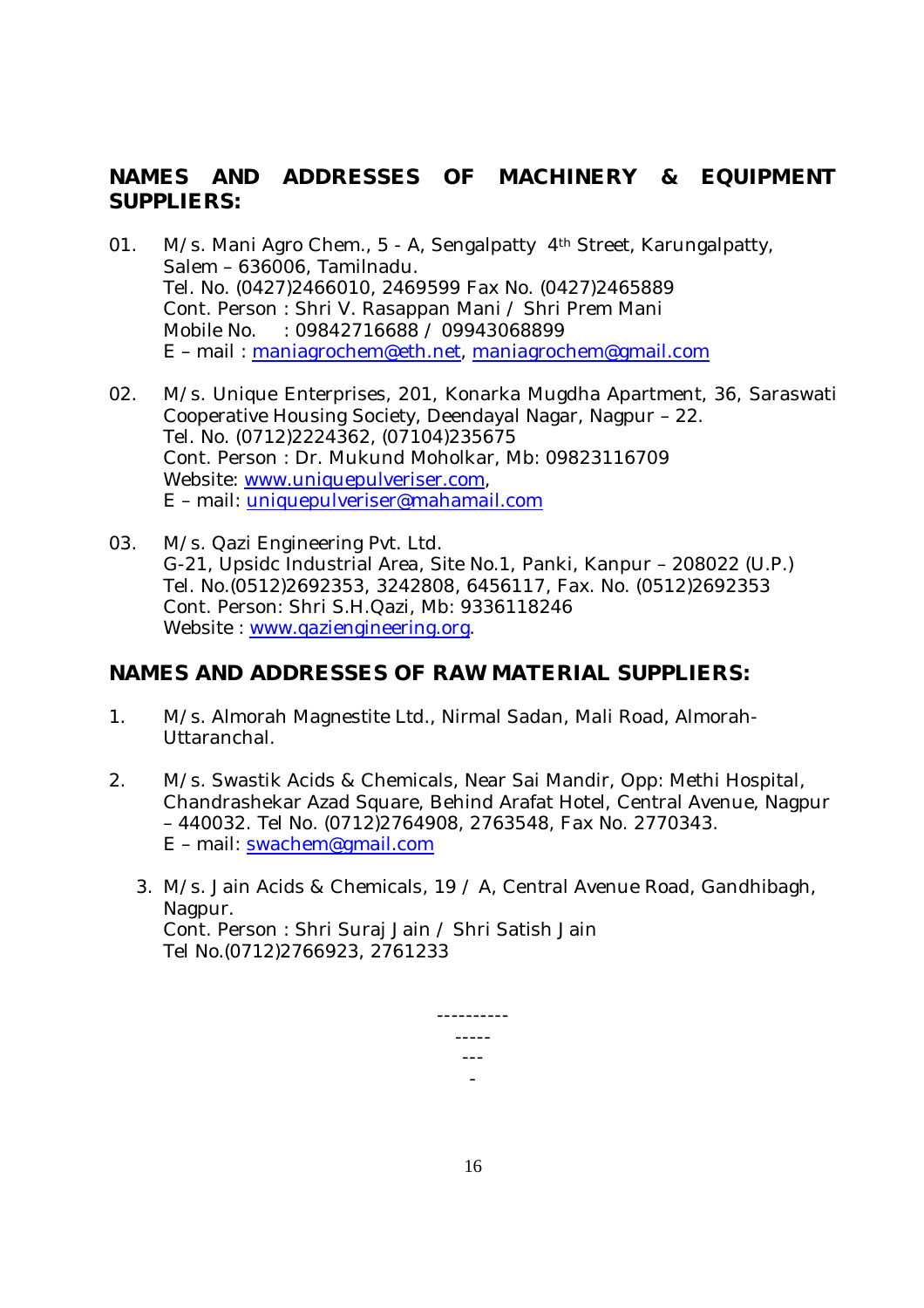## NAMES AND ADDRESSES OF MACHINERY & EQUIPMENT SUPPLIERS:

01. M/s. Mani Agro Chem., 5 - A, Sengalpatty 4th Street, Karungalpatty, Salem – 636006, Tamilnadu.
    Tel. No. (0427)2466010, 2469599 Fax No. (0427)2465889
    Cont. Person : Shri V. Rasappan Mani / Shri Prem Mani
    Mobile No. : 09842716688 / 09943068899
    E – mail : maniagrochem@eth.net, maniagrochem@gmail.com

02. M/s. Unique Enterprises, 201, Konarka Mugdha Apartment, 36, Saraswati Cooperative Housing Society, Deendayal Nagar, Nagpur – 22.
    Tel. No. (0712)2224362, (07104)235675
    Cont. Person : Dr. Mukund Moholkar, Mb: 09823116709
    Website: www.uniquepulveriser.com,
    E – mail: uniquepulveriser@mahamail.com

03. M/s. Qazi Engineering Pvt. Ltd.
    G-21, Upsidc Industrial Area, Site No.1, Panki, Kanpur – 208022 (U.P.)
    Tel. No.(0512)2692353, 3242808, 6456117, Fax. No. (0512)2692353
    Cont. Person: Shri S.H.Qazi, Mb: 9336118246
    Website : www.qazienginееring.org.

## NAMES AND ADDRESSES OF RAW MATERIAL SUPPLIERS:

1. M/s. Almorah Magnestite Ltd., Nirmal Sadan, Mali Road, Almorah-Uttaranchal.

2. M/s. Swastik Acids & Chemicals, Near Sai Mandir, Opp: Methi Hospital, Chandrashekar Azad Square, Behind Arafat Hotel, Central Avenue, Nagpur – 440032. Tel No. (0712)2764908, 2763548, Fax No. 2770343.
   E – mail: swachem@gmail.com

3. M/s. Jain Acids & Chemicals, 19 / A, Central Avenue Road, Gandhibagh, Nagpur.
   Cont. Person : Shri Suraj Jain / Shri Satish Jain
   Tel No.(0712)2766923, 2761233

----------
-----
---
-